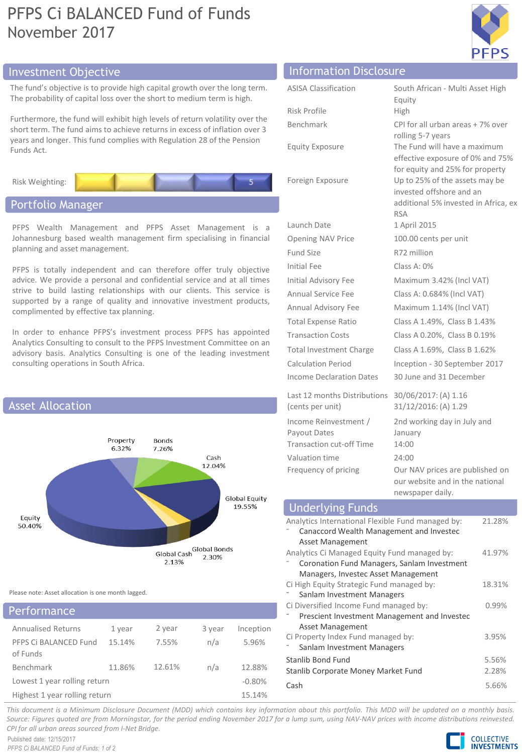# PFPS Ci BALANCED Fund of Funds
November 2017

## Investment Objective

The fund's objective is to provide high capital growth over the long term. The probability of capital loss over the short to medium term is high.

Furthermore, the fund will exhibit high levels of return volatility over the short term. The fund aims to achieve returns in excess of inflation over 3 years and longer. This fund complies with Regulation 28 of the Pension Funds Act.

Risk Weighting: 5

## Portfolio Manager

PFPS Wealth Management and PFPS Asset Management is a Johannesburg based wealth management firm specialising in financial planning and asset management.

PFPS is totally independent and can therefore offer truly objective advice. We provide a personal and confidential service and at all times strive to build lasting relationships with our clients. This service is supported by a range of quality and innovative investment products, complimented by effective tax planning.

In order to enhance PFPS's investment process PFPS has appointed Analytics Consulting to consult to the PFPS Investment Committee on an advisory basis. Analytics Consulting is one of the leading investment consulting operations in South Africa.

## Asset Allocation

| Asset | Allocation |
|---|---|
| Equity | 50.40% |
| Global Equity | 19.55% |
| Cash | 12.04% |
| Bonds | 7.26% |
| Property | 6.32% |
| Global Bonds | 2.30% |
| Global Cash | 2.13% |

Please note: Asset allocation is one month lagged.

## Performance

| Annualised Returns | 1 year | 2 year | 3 year | Inception |
|---|---|---|---|---|
| PFPS Ci BALANCED Fund of Funds | 15.14% | 7.55% | n/a | 5.96% |
| Benchmark | 11.86% | 12.61% | n/a | 12.88% |
| Lowest 1 year rolling return | | | | -0.80% |
| Highest 1 year rolling return | | | | 15.14% |

## Information Disclosure

| | |
|---|---|
| ASISA Classification | South African - Multi Asset High Equity |
| Risk Profile | High |
| Benchmark | CPI for all urban areas + 7% over rolling 5-7 years |
| Equity Exposure | The Fund will have a maximum effective exposure of 0% and 75% for equity and 25% for property |
| Foreign Exposure | Up to 25% of the assets may be invested offshore and an additional 5% invested in Africa, ex RSA |
| Launch Date | 1 April 2015 |
| Opening NAV Price | 100.00 cents per unit |
| Fund Size | R72 million |
| Initial Fee | Class A: 0% |
| Initial Advisory Fee | Maximum 3.42% (Incl VAT) |
| Annual Service Fee | Class A: 0.684% (Incl VAT) |
| Annual Advisory Fee | Maximum 1.14% (Incl VAT) |
| Total Expense Ratio | Class A 1.49%, Class B 1.43% |
| Transaction Costs | Class A 0.20%, Class B 0.19% |
| Total Investment Charge | Class A 1.69%, Class B 1.62% |
| Calculation Period | Inception - 30 September 2017 |
| Income Declaration Dates | 30 June and 31 December |
| Last 12 months Distributions (cents per unit) | 30/06/2017: (A) 1.16<br>31/12/2016: (A) 1.29 |
| Income Reinvestment / Payout Dates | 2nd working day in July and January |
| Transaction cut-off Time | 14:00 |
| Valuation time | 24:00 |
| Frequency of pricing | Our NAV prices are published on our website and in the national newspaper daily. |

## Underlying Funds

| Fund | Weight |
|---|---|
| Analytics International Flexible Fund managed by:<br>- Canaccord Wealth Management and Investec Asset Management | 21.28% |
| Analytics Ci Managed Equity Fund managed by:<br>- Coronation Fund Managers, Sanlam Investment Managers, Investec Asset Management | 41.97% |
| Ci High Equity Strategic Fund managed by:<br>- Sanlam Investment Managers | 18.31% |
| Ci Diversified Income Fund managed by:<br>- Prescient Investment Management and Investec Asset Management | 0.99% |
| Ci Property Index Fund managed by:<br>- Sanlam Investment Managers | 3.95% |
| Stanlib Bond Fund | 5.56% |
| Stanlib Corporate Money Market Fund | 2.28% |
| Cash | 5.66% |

*This document is a Minimum Disclosure Document (MDD) which contains key information about this portfolio. This MDD will be updated on a monthly basis. Source: Figures quoted are from Morningstar, for the period ending November 2017 for a lump sum, using NAV-NAV prices with income distributions reinvested. CPI for all urban areas sourced from I-Net Bridge.*

Published date: 12/15/2017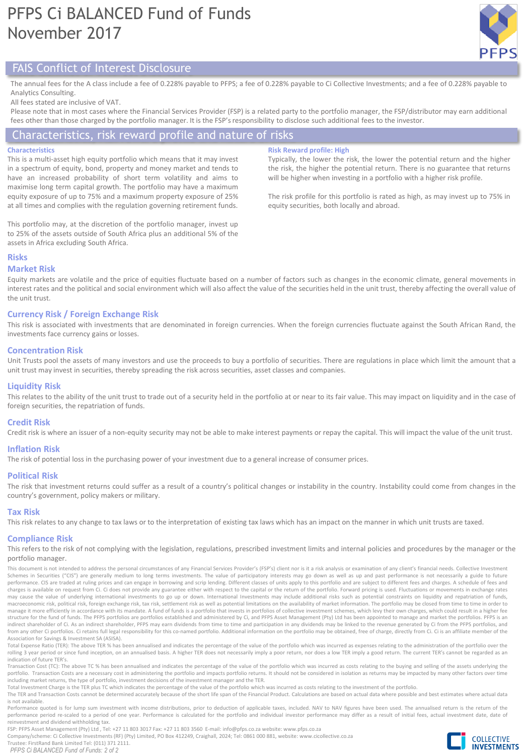# PFPS Ci BALANCED Fund of Funds
# November 2017

## FAIS Conflict of Interest Disclosure

The annual fees for the A class include a fee of 0.228% payable to PFPS; a fee of 0.228% payable to Ci Collective Investments; and a fee of 0.228% payable to Analytics Consulting.

All fees stated are inclusive of VAT.

Please note that in most cases where the Financial Services Provider (FSP) is a related party to the portfolio manager, the FSP/distributor may earn additional fees other than those charged by the portfolio manager. It is the FSP's responsibility to disclose such additional fees to the investor.

## Characteristics, risk reward profile and nature of risks

### Characteristics

This is a multi-asset high equity portfolio which means that it may invest in a spectrum of equity, bond, property and money market and tends to have an increased probability of short term volatility and aims to maximise long term capital growth. The portfolio may have a maximum equity exposure of up to 75% and a maximum property exposure of 25% at all times and complies with the regulation governing retirement funds.

This portfolio may, at the discretion of the portfolio manager, invest up to 25% of the assets outside of South Africa plus an additional 5% of the assets in Africa excluding South Africa.

### Risk Reward profile: High

Typically, the lower the risk, the lower the potential return and the higher the risk, the higher the potential return. There is no guarantee that returns will be higher when investing in a portfolio with a higher risk profile.

The risk profile for this portfolio is rated as high, as may invest up to 75% in equity securities, both locally and abroad.

### Risks

### Market Risk

Equity markets are volatile and the price of equities fluctuate based on a number of factors such as changes in the economic climate, general movements in interest rates and the political and social environment which will also affect the value of the securities held in the unit trust, thereby affecting the overall value of the unit trust.

### Currency Risk / Foreign Exchange Risk

This risk is associated with investments that are denominated in foreign currencies. When the foreign currencies fluctuate against the South African Rand, the investments face currency gains or losses.

### Concentration Risk

Unit Trusts pool the assets of many investors and use the proceeds to buy a portfolio of securities. There are regulations in place which limit the amount that a unit trust may invest in securities, thereby spreading the risk across securities, asset classes and companies.

### Liquidity Risk

This relates to the ability of the unit trust to trade out of a security held in the portfolio at or near to its fair value. This may impact on liquidity and in the case of foreign securities, the repatriation of funds.

### Credit Risk

Credit risk is where an issuer of a non-equity security may not be able to make interest payments or repay the capital. This will impact the value of the unit trust.

### Inflation Risk

The risk of potential loss in the purchasing power of your investment due to a general increase of consumer prices.

### Political Risk

The risk that investment returns could suffer as a result of a country's political changes or instability in the country. Instability could come from changes in the country's government, policy makers or military.

### Tax Risk

This risk relates to any change to tax laws or to the interpretation of existing tax laws which has an impact on the manner in which unit trusts are taxed.

### Compliance Risk

This refers to the risk of not complying with the legislation, regulations, prescribed investment limits and internal policies and procedures by the manager or the portfolio manager.

This document is not intended to address the personal circumstances of any Financial Services Provider's (FSP's) client nor is it a risk analysis or examination of any client's financial needs. Collective Investment Schemes in Securities ("CIS") are generally medium to long terms investments. The value of participatory interests may go down as well as up and past performance is not necessarily a guide to future performance. CIS are traded at ruling prices and can engage in borrowing and scrip lending. Different classes of units apply to this portfolio and are subject to different fees and charges. A schedule of fees and charges is available on request from Ci. Ci does not provide any guarantee either with respect to the capital or the return of the portfolio. Forward pricing is used. Fluctuations or movements in exchange rates may cause the value of underlying international investments to go up or down. International Investments may include additional risks such as potential constraints on liquidity and repatriation of funds, macroeconomic risk, political risk, foreign exchange risk, tax risk, settlement risk as well as potential limitations on the availability of market information. The portfolio may be closed from time to time in order to manage it more efficiently in accordance with its mandate. A fund of funds is a portfolio that invests in portfolios of collective investment schemes, which levy their own charges, which could result in a higher fee structure for the fund of funds. The PFPS portfolios are portfolios established and administered by Ci, and PFPS Asset Management (Pty) Ltd has been appointed to manage and market the portfolios. PFPS is an indirect shareholder of Ci. As an indirect shareholder, PFPS may earn dividends from time to time and participation in any dividends may be linked to the revenue generated by Ci from the PFPS portfolios, and from any other Ci portfolios. Ci retains full legal responsibility for this co-named portfolio. Additional information on the portfolio may be obtained, free of charge, directly from Ci. Ci is an affiliate member of the Association for Savings & Investment SA (ASISA).

Total Expense Ratio (TER): The above TER % has been annualised and indicates the percentage of the value of the portfolio which was incurred as expenses relating to the administration of the portfolio over the rolling 3 year period or since fund inception, on an annualised basis. A higher TER does not necessarily imply a poor return, nor does a low TER imply a good return. The current TER's cannot be regarded as an indication of future TER's.

Transaction Cost (TC): The above TC % has been annualised and indicates the percentage of the value of the portfolio which was incurred as costs relating to the buying and selling of the assets underlying the portfolio. Transaction Costs are a necessary cost in administering the portfolio and impacts portfolio returns. It should not be considered in isolation as returns may be impacted by many other factors over time including market returns, the type of portfolio, investment decisions of the investment manager and the TER.

Total Investment Charge is the TER plus TC which indicates the percentage of the value of the portfolio which was incurred as costs relating to the investment of the portfolio.

The TER and Transaction Costs cannot be determined accurately because of the short life span of the Financial Product. Calculations are based on actual data where possible and best estimates where actual data is not available.

Performance quoted is for lump sum investment with income distributions, prior to deduction of applicable taxes, included. NAV to NAV figures have been used. The annualised return is the return of the performance period re-scaled to a period of one year. Performance is calculated for the portfolio and individual investor performance may differ as a result of initial fees, actual investment date, date of reinvestment and dividend withholding tax.

FSP: PFPS Asset Management (Pty) Ltd , Tel: +27 11 803 3017 Fax: +27 11 803 3560 E-mail: info@pfps.co.za website: www.pfps.co.za

Company/scheme: Ci Collective Investments (RF) (Pty) Limited, PO Box 412249, Craighall, 2024; Tel: 0861 000 881, website: www.cicollective.co.za

Trustee: FirstRand Bank Limited Tel: (011) 371 2111.